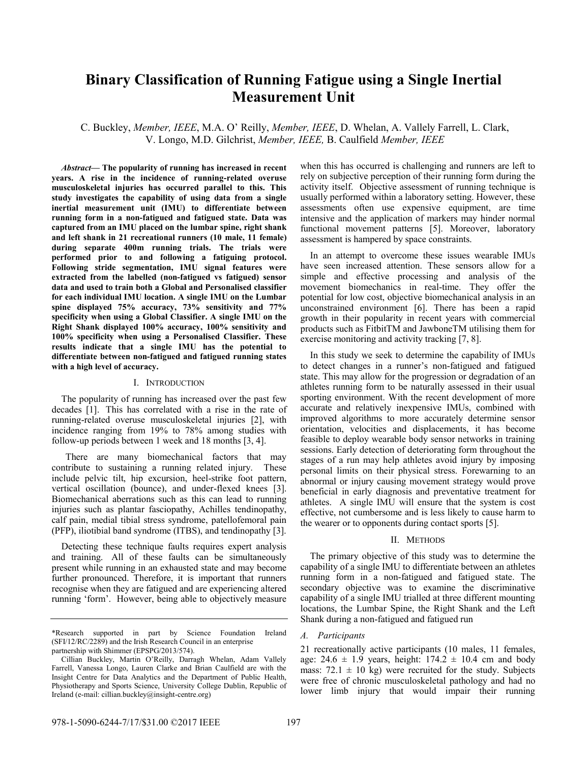# Binary Classification of Running Fatigue using a Single Inertial Measurement Unit

C. Buckley, *Member, IEEE*, M.A. O' Reilly, *Member, IEEE*, D. Whelan, A. Vallely Farrell, L. Clark, V. Longo, M.D. Gilchrist, *Member, IEEE,* B. Caulfield *Member, IEEE*

***Abstract*— The popularity of running has increased in recent years. A rise in the incidence of running-related overuse musculoskeletal injuries has occurred parallel to this. This study investigates the capability of using data from a single inertial measurement unit (IMU) to differentiate between running form in a non-fatigued and fatigued state. Data was captured from an IMU placed on the lumbar spine, right shank and left shank in 21 recreational runners (10 male, 11 female) during separate 400m running trials. The trials were performed prior to and following a fatiguing protocol. Following stride segmentation, IMU signal features were extracted from the labelled (non-fatigued vs fatigued) sensor data and used to train both a Global and Personalised classifier for each individual IMU location. A single IMU on the Lumbar spine displayed 75% accuracy, 73% sensitivity and 77% specificity when using a Global Classifier. A single IMU on the Right Shank displayed 100% accuracy, 100% sensitivity and 100% specificity when using a Personalised Classifier. These results indicate that a single IMU has the potential to differentiate between non-fatigued and fatigued running states with a high level of accuracy.**

## I. Introduction

The popularity of running has increased over the past few decades [1]. This has correlated with a rise in the rate of running-related overuse musculoskeletal injuries [2], with incidence ranging from 19% to 78% among studies with follow-up periods between 1 week and 18 months [3, 4].

There are many biomechanical factors that may contribute to sustaining a running related injury. These include pelvic tilt, hip excursion, heel-strike foot pattern, vertical oscillation (bounce), and under-flexed knees [3]. Biomechanical aberrations such as this can lead to running injuries such as plantar fasciopathy, Achilles tendinopathy, calf pain, medial tibial stress syndrome, patellofemoral pain (PFP), iliotibial band syndrome (ITBS), and tendinopathy [3].

Detecting these technique faults requires expert analysis and training. All of these faults can be simultaneously present while running in an exhausted state and may become further pronounced. Therefore, it is important that runners recognise when they are fatigued and are experiencing altered running 'form'. However, being able to objectively measure when this has occurred is challenging and runners are left to rely on subjective perception of their running form during the activity itself. Objective assessment of running technique is usually performed within a laboratory setting. However, these assessments often use expensive equipment, are time intensive and the application of markers may hinder normal functional movement patterns [5]. Moreover, laboratory assessment is hampered by space constraints.

In an attempt to overcome these issues wearable IMUs have seen increased attention. These sensors allow for a simple and effective processing and analysis of the movement biomechanics in real-time. They offer the potential for low cost, objective biomechanical analysis in an unconstrained environment [6]. There has been a rapid growth in their popularity in recent years with commercial products such as FitbitTM and JawboneTM utilising them for exercise monitoring and activity tracking [7, 8].

In this study we seek to determine the capability of IMUs to detect changes in a runner's non-fatigued and fatigued state. This may allow for the progression or degradation of an athletes running form to be naturally assessed in their usual sporting environment. With the recent development of more accurate and relatively inexpensive IMUs, combined with improved algorithms to more accurately determine sensor orientation, velocities and displacements, it has become feasible to deploy wearable body sensor networks in training sessions. Early detection of deteriorating form throughout the stages of a run may help athletes avoid injury by imposing personal limits on their physical stress. Forewarning to an abnormal or injury causing movement strategy would prove beneficial in early diagnosis and preventative treatment for athletes. A single IMU will ensure that the system is cost effective, not cumbersome and is less likely to cause harm to the wearer or to opponents during contact sports [5].

## II. Methods

The primary objective of this study was to determine the capability of a single IMU to differentiate between an athletes running form in a non-fatigued and fatigued state. The secondary objective was to examine the discriminative capability of a single IMU trialled at three different mounting locations, the Lumbar Spine, the Right Shank and the Left Shank during a non-fatigued and fatigued run

### *A. Participants*

21 recreationally active participants (10 males, 11 females, age: 24.6 ± 1.9 years, height: 174.2 ± 10.4 cm and body mass: 72.1 ± 10 kg) were recruited for the study. Subjects were free of chronic musculoskeletal pathology and had no lower limb injury that would impair their running

---

*Research supported in part by Science Foundation Ireland (SFI/12/RC/2289) and the Irish Research Council in an enterprise partnership with Shimmer (EPSPG/2013/574).

Cillian Buckley, Martin O'Reilly, Darragh Whelan, Adam Vallely Farrell, Vanessa Longo, Lauren Clarke and Brian Caulfield are with the Insight Centre for Data Analytics and the Department of Public Health, Physiotherapy and Sports Science, University College Dublin, Republic of Ireland (e-mail: cillian.buckley@insight-centre.org)

978-1-5090-6244-7/17/$31.00 ©2017 IEEE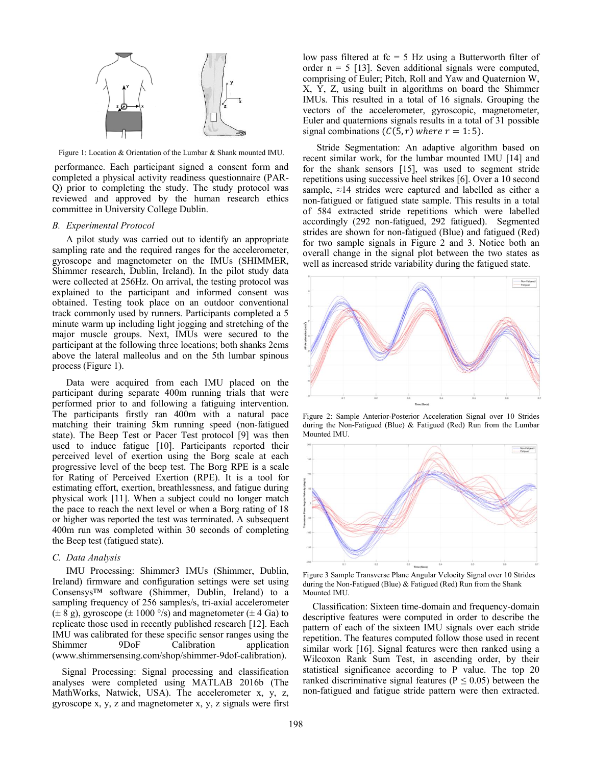Figure 1: Location & Orientation of the Lumbar & Shank mounted IMU.

performance. Each participant signed a consent form and completed a physical activity readiness questionnaire (PAR-Q) prior to completing the study. The study protocol was reviewed and approved by the human research ethics committee in University College Dublin.

### B. Experimental Protocol

A pilot study was carried out to identify an appropriate sampling rate and the required ranges for the accelerometer, gyroscope and magnetometer on the IMUs (SHIMMER, Shimmer research, Dublin, Ireland). In the pilot study data were collected at 256Hz. On arrival, the testing protocol was explained to the participant and informed consent was obtained. Testing took place on an outdoor conventional track commonly used by runners. Participants completed a 5 minute warm up including light jogging and stretching of the major muscle groups. Next, IMUs were secured to the participant at the following three locations; both shanks 2cms above the lateral malleolus and on the 5th lumbar spinous process (Figure 1).

Data were acquired from each IMU placed on the participant during separate 400m running trials that were performed prior to and following a fatiguing intervention. The participants firstly ran 400m with a natural pace matching their training 5km running speed (non-fatigued state). The Beep Test or Pacer Test protocol [9] was then used to induce fatigue [10]. Participants reported their perceived level of exertion using the Borg scale at each progressive level of the beep test. The Borg RPE is a scale for Rating of Perceived Exertion (RPE). It is a tool for estimating effort, exertion, breathlessness, and fatigue during physical work [11]. When a subject could no longer match the pace to reach the next level or when a Borg rating of 18 or higher was reported the test was terminated. A subsequent 400m run was completed within 30 seconds of completing the Beep test (fatigued state).

### C. Data Analysis

IMU Processing: Shimmer3 IMUs (Shimmer, Dublin, Ireland) firmware and configuration settings were set using Consensys™ software (Shimmer, Dublin, Ireland) to a sampling frequency of 256 samples/s, tri-axial accelerometer (± 8 g), gyroscope (± 1000 °/s) and magnetometer (± 4 Ga) to replicate those used in recently published research [12]. Each IMU was calibrated for these specific sensor ranges using the Shimmer 9DoF Calibration application (www.shimmersensing.com/shop/shimmer-9dof-calibration).

Signal Processing: Signal processing and classification analyses were completed using MATLAB 2016b (The MathWorks, Natwick, USA). The accelerometer x, y, z, gyroscope x, y, z and magnetometer x, y, z signals were first low pass filtered at fc = 5 Hz using a Butterworth filter of order n = 5 [13]. Seven additional signals were computed, comprising of Euler; Pitch, Roll and Yaw and Quaternion W, X, Y, Z, using built in algorithms on board the Shimmer IMUs. This resulted in a total of 16 signals. Grouping the vectors of the accelerometer, gyroscopic, magnetometer, Euler and quaternions signals results in a total of 31 possible signal combinations ($C(5, r)$ *where* $r = 1{:}5$).

Stride Segmentation: An adaptive algorithm based on recent similar work, for the lumbar mounted IMU [14] and for the shank sensors [15], was used to segment stride repetitions using successive heel strikes [6]. Over a 10 second sample, ≈14 strides were captured and labelled as either a non-fatigued or fatigued state sample. This results in a total of 584 extracted stride repetitions which were labelled accordingly (292 non-fatigued, 292 fatigued). Segmented strides are shown for non-fatigued (Blue) and fatigued (Red) for two sample signals in Figure 2 and 3. Notice both an overall change in the signal plot between the two states as well as increased stride variability during the fatigued state.

Figure 2: Sample Anterior-Posterior Acceleration Signal over 10 Strides during the Non-Fatigued (Blue) & Fatigued (Red) Run from the Lumbar Mounted IMU.

Figure 3 Sample Transverse Plane Angular Velocity Signal over 10 Strides during the Non-Fatigued (Blue) & Fatigued (Red) Run from the Shank Mounted IMU.

Classification: Sixteen time-domain and frequency-domain descriptive features were computed in order to describe the pattern of each of the sixteen IMU signals over each stride repetition. The features computed follow those used in recent similar work [16]. Signal features were then ranked using a Wilcoxon Rank Sum Test, in ascending order, by their statistical significance according to P value. The top 20 ranked discriminative signal features ($P \leq 0.05$) between the non-fatigued and fatigue stride pattern were then extracted.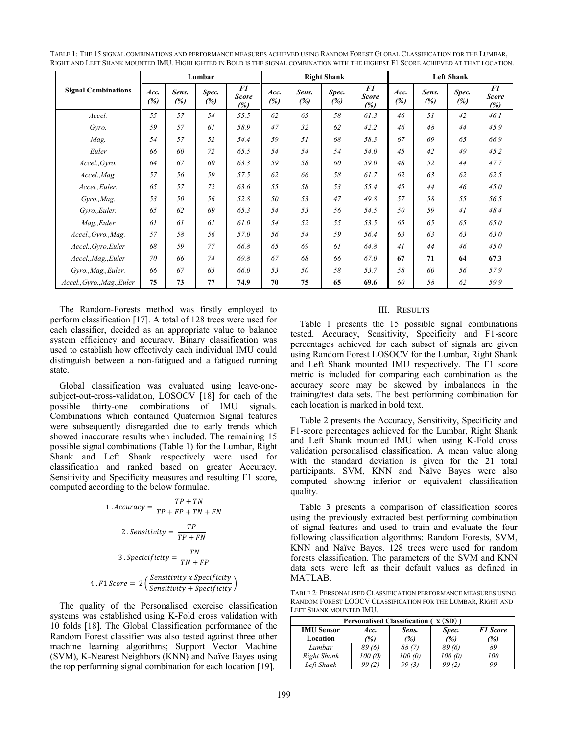TABLE 1: THE 15 SIGNAL COMBINATIONS AND PERFORMANCE MEASURES ACHIEVED USING RANDOM FOREST GLOBAL CLASSIFICATION FOR THE LUMBAR, RIGHT AND LEFT SHANK MOUNTED IMU. HIGHLIGHTED IN BOLD IS THE SIGNAL COMBINATION WITH THE HIGHEST F1 SCORE ACHIEVED AT THAT LOCATION.

| Signal Combinations | Lumbar | | | | Right Shank | | | | Left Shank | | | |
|---|---|---|---|---|---|---|---|---|---|---|---|---|
| | Acc. (%) | Sens. (%) | Spec. (%) | F1 Score (%) | Acc. (%) | Sens. (%) | Spec. (%) | F1 Score (%) | Acc. (%) | Sens. (%) | Spec. (%) | F1 Score (%) |
| *Accel.* | 55 | 57 | 54 | 55.5 | 62 | 65 | 58 | 61.3 | 46 | 51 | 42 | 46.1 |
| *Gyro.* | 59 | 57 | 61 | 58.9 | 47 | 32 | 62 | 42.2 | 46 | 48 | 44 | 45.9 |
| *Mag.* | 54 | 57 | 52 | 54.4 | 59 | 51 | 68 | 58.3 | 67 | 69 | 65 | 66.9 |
| *Euler* | 66 | 60 | 72 | 65.5 | 54 | 54 | 54 | 54.0 | 45 | 42 | 49 | 45.2 |
| *Accel.,Gyro.* | 64 | 67 | 60 | 63.3 | 59 | 58 | 60 | 59.0 | 48 | 52 | 44 | 47.7 |
| *Accel.,Mag.* | 57 | 56 | 59 | 57.5 | 62 | 66 | 58 | 61.7 | 62 | 63 | 62 | 62.5 |
| *Accel.,Euler.* | 65 | 57 | 72 | 63.6 | 55 | 58 | 53 | 55.4 | 45 | 44 | 46 | 45.0 |
| *Gyro.,Mag.* | 53 | 50 | 56 | 52.8 | 50 | 53 | 47 | 49.8 | 57 | 58 | 55 | 56.5 |
| *Gyro.,Euler.* | 65 | 62 | 69 | 65.3 | 54 | 53 | 56 | 54.5 | 50 | 59 | 41 | 48.4 |
| *Mag.,Euler* | 61 | 61 | 61 | 61.0 | 54 | 52 | 55 | 53.5 | 65 | 65 | 65 | 65.0 |
| *Accel.,Gyro.,Mag.* | 57 | 58 | 56 | 57.0 | 56 | 54 | 59 | 56.4 | 63 | 63 | 63 | 63.0 |
| *Accel.,Gyro,Euler* | 68 | 59 | 77 | 66.8 | 65 | 69 | 61 | 64.8 | 41 | 44 | 46 | 45.0 |
| *Accel.,Mag.,Euler* | 70 | 66 | 74 | 69.8 | 67 | 68 | 66 | 67.0 | **67** | **71** | **64** | **67.3** |
| *Gyro.,Mag.,Euler.* | 66 | 67 | 65 | 66.0 | 53 | 50 | 58 | 53.7 | 58 | 60 | 56 | 57.9 |
| *Accel.,Gyro.,Mag.,Euler* | **75** | **73** | **77** | **74.9** | **70** | **75** | **65** | **69.6** | 60 | 58 | 62 | 59.9 |

The Random-Forests method was firstly employed to perform classification [17]. A total of 128 trees were used for each classifier, decided as an appropriate value to balance system efficiency and accuracy. Binary classification was used to establish how effectively each individual IMU could distinguish between a non-fatigued and a fatigued running state.

Global classification was evaluated using leave-one-subject-out-cross-validation, LOSOCV [18] for each of the possible thirty-one combinations of IMU signals. Combinations which contained Quaternion Signal features were subsequently disregarded due to early trends which showed inaccurate results when included. The remaining 15 possible signal combinations (Table 1) for the Lumbar, Right Shank and Left Shank respectively were used for classification and ranked based on greater Accuracy, Sensitivity and Specificity measures and resulting F1 score, computed according to the below formulae.

$$1\,.\,Accuracy = \frac{TP + TN}{TP + FP + TN + FN}$$

$$2\,.\,Sensitivity = \frac{TP}{TP + FN}$$

$$3\,.\,Specicificity = \frac{TN}{TN + FP}$$

$$4\,.\,F1\ Score = 2\left(\frac{Sensitivity\ x\ Specificity}{Sensitivity + Specificity}\right)$$

The quality of the Personalised exercise classification systems was established using K-Fold cross validation with 10 folds [18]. The Global Classification performance of the Random Forest classifier was also tested against three other machine learning algorithms; Support Vector Machine (SVM), K-Nearest Neighbors (KNN) and Naïve Bayes using the top performing signal combination for each location [19].

## III. RESULTS

Table 1 presents the 15 possible signal combinations tested. Accuracy, Sensitivity, Specificity and F1-score percentages achieved for each subset of signals are given using Random Forest LOSOCV for the Lumbar, Right Shank and Left Shank mounted IMU respectively. The F1 score metric is included for comparing each combination as the accuracy score may be skewed by imbalances in the training/test data sets. The best performing combination for each location is marked in bold text.

Table 2 presents the Accuracy, Sensitivity, Specificity and F1-score percentages achieved for the Lumbar, Right Shank and Left Shank mounted IMU when using K-Fold cross validation personalised classification. A mean value along with the standard deviation is given for the 21 total participants. SVM, KNN and Naïve Bayes were also computed showing inferior or equivalent classification quality.

Table 3 presents a comparison of classification scores using the previously extracted best performing combination of signal features and used to train and evaluate the four following classification algorithms: Random Forests, SVM, KNN and Naïve Bayes. 128 trees were used for random forests classification. The parameters of the SVM and KNN data sets were left as their default values as defined in MATLAB.

TABLE 2: PERSONALISED CLASSIFICATION PERFORMANCE MEASURES USING RANDOM FOREST LOOCV CLASSIFICATION FOR THE LUMBAR, RIGHT AND LEFT SHANK MOUNTED IMU.

| Personalised Classification ( $\bar{x}$ (SD) ) | | | | |
|---|---|---|---|---|
| **IMU Sensor Location** | *Acc. (%)* | *Sens. (%)* | *Spec. (%)* | *F1 Score (%)* |
| *Lumbar* | 89 (6) | 88 (7) | 89 (6) | 89 |
| *Right Shank* | 100 (0) | 100 (0) | 100 (0) | 100 |
| *Left Shank* | 99 (2) | 99 (3) | 99 (2) | 99 |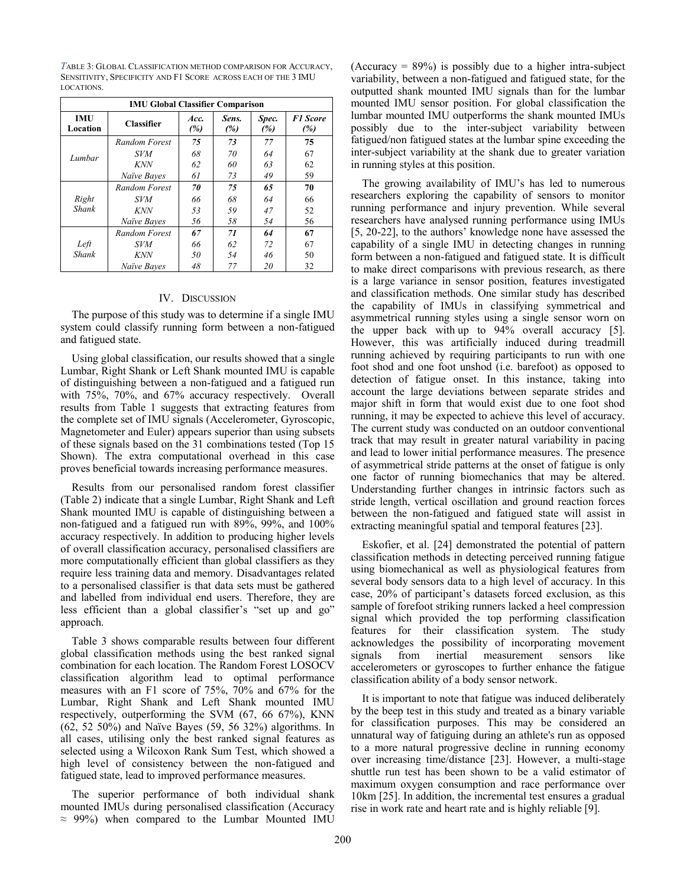TABLE 3: GLOBAL CLASSIFICATION METHOD COMPARISON FOR ACCURACY, SENSITIVITY, SPECIFICITY AND F1 SCORE ACROSS EACH OF THE 3 IMU LOCATIONS.

| IMU Global Classifier Comparison | | | | | |
|---|---|---|---|---|---|
| **IMU Location** | **Classifier** | ***Acc. (%)*** | ***Sens. (%)*** | ***Spec. (%)*** | ***F1 Score (%)*** |
| Lumbar | *Random Forest* | ***75*** | ***73*** | ***77*** | **75** |
| | *SVM* | *68* | *70* | *64* | 67 |
| | *KNN* | *62* | *60* | *63* | 62 |
| | *Naïve Bayes* | *61* | *73* | *49* | 59 |
| Right Shank | *Random Forest* | ***70*** | ***75*** | ***65*** | **70** |
| | *SVM* | *66* | *68* | *64* | 66 |
| | *KNN* | *53* | *59* | *47* | 52 |
| | *Naïve Bayes* | *56* | *58* | *54* | 56 |
| Left Shank | *Random Forest* | ***67*** | ***71*** | ***64*** | **67** |
| | *SVM* | *66* | *62* | *72* | 67 |
| | *KNN* | *50* | *54* | *46* | 50 |
| | *Naïve Bayes* | *48* | *77* | *20* | 32 |

## IV. DISCUSSION

The purpose of this study was to determine if a single IMU system could classify running form between a non-fatigued and fatigued state.

Using global classification, our results showed that a single Lumbar, Right Shank or Left Shank mounted IMU is capable of distinguishing between a non-fatigued and a fatigued run with 75%, 70%, and 67% accuracy respectively. Overall results from Table 1 suggests that extracting features from the complete set of IMU signals (Accelerometer, Gyroscopic, Magnetometer and Euler) appears superior than using subsets of these signals based on the 31 combinations tested (Top 15 Shown). The extra computational overhead in this case proves beneficial towards increasing performance measures.

Results from our personalised random forest classifier (Table 2) indicate that a single Lumbar, Right Shank and Left Shank mounted IMU is capable of distinguishing between a non-fatigued and a fatigued run with 89%, 99%, and 100% accuracy respectively. In addition to producing higher levels of overall classification accuracy, personalised classifiers are more computationally efficient than global classifiers as they require less training data and memory. Disadvantages related to a personalised classifier is that data sets must be gathered and labelled from individual end users. Therefore, they are less efficient than a global classifier's "set up and go" approach.

Table 3 shows comparable results between four different global classification methods using the best ranked signal combination for each location. The Random Forest LOSOCV classification algorithm lead to optimal performance measures with an F1 score of 75%, 70% and 67% for the Lumbar, Right Shank and Left Shank mounted IMU respectively, outperforming the SVM (67, 66 67%), KNN (62, 52 50%) and Naïve Bayes (59, 56 32%) algorithms. In all cases, utilising only the best ranked signal features as selected using a Wilcoxon Rank Sum Test, which showed a high level of consistency between the non-fatigued and fatigued state, lead to improved performance measures.

The superior performance of both individual shank mounted IMUs during personalised classification (Accuracy $\approx$ 99%) when compared to the Lumbar Mounted IMU (Accuracy = 89%) is possibly due to a higher intra-subject variability, between a non-fatigued and fatigued state, for the outputted shank mounted IMU signals than for the lumbar mounted IMU sensor position. For global classification the lumbar mounted IMU outperforms the shank mounted IMUs possibly due to the inter-subject variability between fatigued/non fatigued states at the lumbar spine exceeding the inter-subject variability at the shank due to greater variation in running styles at this position.

The growing availability of IMU's has led to numerous researchers exploring the capability of sensors to monitor running performance and injury prevention. While several researchers have analysed running performance using IMUs [5, 20-22], to the authors' knowledge none have assessed the capability of a single IMU in detecting changes in running form between a non-fatigued and fatigued state. It is difficult to make direct comparisons with previous research, as there is a large variance in sensor position, features investigated and classification methods. One similar study has described the capability of IMUs in classifying symmetrical and asymmetrical running styles using a single sensor worn on the upper back with up to 94% overall accuracy [5]. However, this was artificially induced during treadmill running achieved by requiring participants to run with one foot shod and one foot unshod (i.e. barefoot) as opposed to detection of fatigue onset. In this instance, taking into account the large deviations between separate strides and major shift in form that would exist due to one foot shod running, it may be expected to achieve this level of accuracy. The current study was conducted on an outdoor conventional track that may result in greater natural variability in pacing and lead to lower initial performance measures. The presence of asymmetrical stride patterns at the onset of fatigue is only one factor of running biomechanics that may be altered. Understanding further changes in intrinsic factors such as stride length, vertical oscillation and ground reaction forces between the non-fatigued and fatigued state will assist in extracting meaningful spatial and temporal features [23].

Eskofier, et al. [24] demonstrated the potential of pattern classification methods in detecting perceived running fatigue using biomechanical as well as physiological features from several body sensors data to a high level of accuracy. In this case, 20% of participant's datasets forced exclusion, as this sample of forefoot striking runners lacked a heel compression signal which provided the top performing classification features for their classification system. The study acknowledges the possibility of incorporating movement signals from inertial measurement sensors like accelerometers or gyroscopes to further enhance the fatigue classification ability of a body sensor network.

It is important to note that fatigue was induced deliberately by the beep test in this study and treated as a binary variable for classification purposes. This may be considered an unnatural way of fatiguing during an athlete's run as opposed to a more natural progressive decline in running economy over increasing time/distance [23]. However, a multi-stage shuttle run test has been shown to be a valid estimator of maximum oxygen consumption and race performance over 10km [25]. In addition, the incremental test ensures a gradual rise in work rate and heart rate and is highly reliable [9].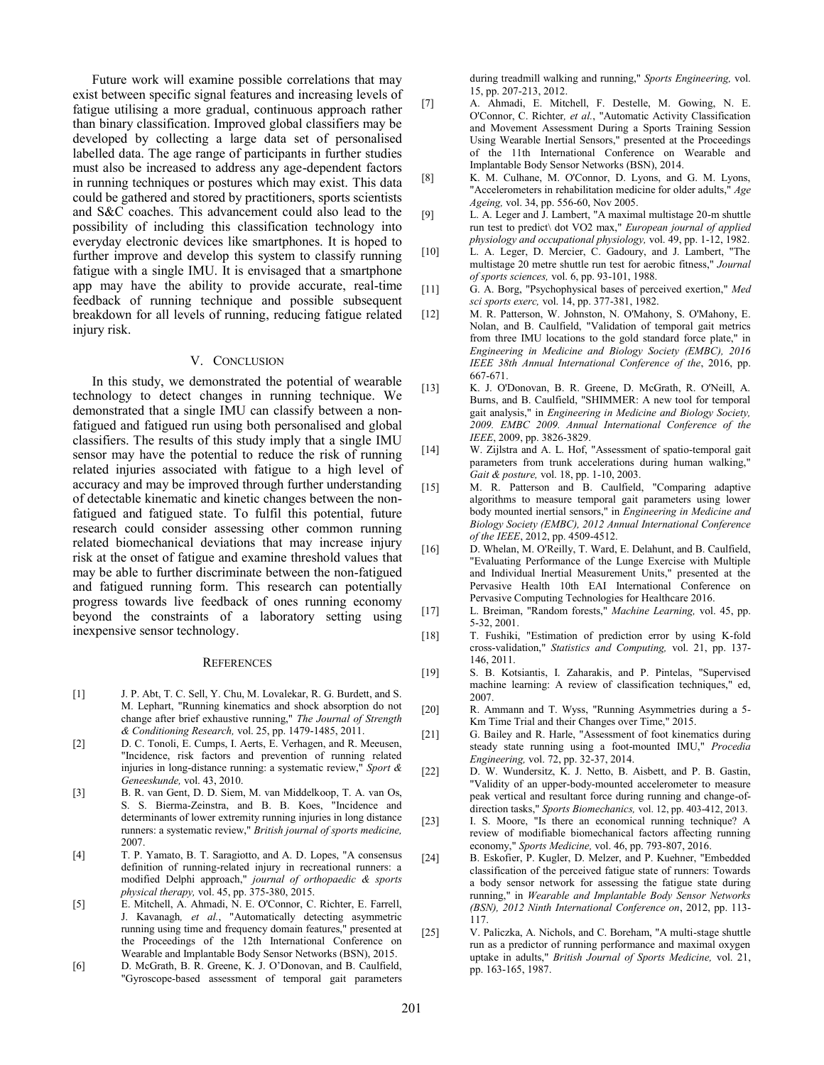Future work will examine possible correlations that may exist between specific signal features and increasing levels of fatigue utilising a more gradual, continuous approach rather than binary classification. Improved global classifiers may be developed by collecting a large data set of personalised labelled data. The age range of participants in further studies must also be increased to address any age-dependent factors in running techniques or postures which may exist. This data could be gathered and stored by practitioners, sports scientists and S&C coaches. This advancement could also lead to the possibility of including this classification technology into everyday electronic devices like smartphones. It is hoped to further improve and develop this system to classify running fatigue with a single IMU. It is envisaged that a smartphone app may have the ability to provide accurate, real-time feedback of running technique and possible subsequent breakdown for all levels of running, reducing fatigue related injury risk.

## V. Conclusion

In this study, we demonstrated the potential of wearable technology to detect changes in running technique. We demonstrated that a single IMU can classify between a non-fatigued and fatigued run using both personalised and global classifiers. The results of this study imply that a single IMU sensor may have the potential to reduce the risk of running related injuries associated with fatigue to a high level of accuracy and may be improved through further understanding of detectable kinematic and kinetic changes between the non-fatigued and fatigued state. To fulfil this potential, future research could consider assessing other common running related biomechanical deviations that may increase injury risk at the onset of fatigue and examine threshold values that may be able to further discriminate between the non-fatigued and fatigued running form. This research can potentially progress towards live feedback of ones running economy beyond the constraints of a laboratory setting using inexpensive sensor technology.

## References

[1] J. P. Abt, T. C. Sell, Y. Chu, M. Lovalekar, R. G. Burdett, and S. M. Lephart, "Running kinematics and shock absorption do not change after brief exhaustive running," *The Journal of Strength & Conditioning Research,* vol. 25, pp. 1479-1485, 2011.

[2] D. C. Tonoli, E. Cumps, I. Aerts, E. Verhagen, and R. Meeusen, "Incidence, risk factors and prevention of running related injuries in long-distance running: a systematic review," *Sport & Geneeskunde,* vol. 43, 2010.

[3] B. R. van Gent, D. D. Siem, M. van Middelkoop, T. A. van Os, S. S. Bierma-Zeinstra, and B. B. Koes, "Incidence and determinants of lower extremity running injuries in long distance runners: a systematic review," *British journal of sports medicine,* 2007.

[4] T. P. Yamato, B. T. Saragiotto, and A. D. Lopes, "A consensus definition of running-related injury in recreational runners: a modified Delphi approach," *journal of orthopaedic & sports physical therapy,* vol. 45, pp. 375-380, 2015.

[5] E. Mitchell, A. Ahmadi, N. E. O'Connor, C. Richter, E. Farrell, J. Kavanagh*, et al.*, "Automatically detecting asymmetric running using time and frequency domain features," presented at the Proceedings of the 12th International Conference on Wearable and Implantable Body Sensor Networks (BSN), 2015.

[6] D. McGrath, B. R. Greene, K. J. O'Donovan, and B. Caulfield, "Gyroscope-based assessment of temporal gait parameters during treadmill walking and running," *Sports Engineering,* vol. 15, pp. 207-213, 2012.

[7] A. Ahmadi, E. Mitchell, F. Destelle, M. Gowing, N. E. O'Connor, C. Richter*, et al.*, "Automatic Activity Classification and Movement Assessment During a Sports Training Session Using Wearable Inertial Sensors," presented at the Proceedings of the 11th International Conference on Wearable and Implantable Body Sensor Networks (BSN), 2014.

[8] K. M. Culhane, M. O'Connor, D. Lyons, and G. M. Lyons, "Accelerometers in rehabilitation medicine for older adults," *Age Ageing,* vol. 34, pp. 556-60, Nov 2005.

[9] L. A. Leger and J. Lambert, "A maximal multistage 20-m shuttle run test to predict\ dot VO2 max," *European journal of applied physiology and occupational physiology,* vol. 49, pp. 1-12, 1982.

[10] L. A. Leger, D. Mercier, C. Gadoury, and J. Lambert, "The multistage 20 metre shuttle run test for aerobic fitness," *Journal of sports sciences,* vol. 6, pp. 93-101, 1988.

[11] G. A. Borg, "Psychophysical bases of perceived exertion," *Med sci sports exerc,* vol. 14, pp. 377-381, 1982.

[12] M. R. Patterson, W. Johnston, N. O'Mahony, S. O'Mahony, E. Nolan, and B. Caulfield, "Validation of temporal gait metrics from three IMU locations to the gold standard force plate," in *Engineering in Medicine and Biology Society (EMBC), 2016 IEEE 38th Annual International Conference of the*, 2016, pp. 667-671.

[13] K. J. O'Donovan, B. R. Greene, D. McGrath, R. O'Neill, A. Burns, and B. Caulfield, "SHIMMER: A new tool for temporal gait analysis," in *Engineering in Medicine and Biology Society, 2009. EMBC 2009. Annual International Conference of the IEEE*, 2009, pp. 3826-3829.

[14] W. Zijlstra and A. L. Hof, "Assessment of spatio-temporal gait parameters from trunk accelerations during human walking," *Gait & posture,* vol. 18, pp. 1-10, 2003.

[15] M. R. Patterson and B. Caulfield, "Comparing adaptive algorithms to measure temporal gait parameters using lower body mounted inertial sensors," in *Engineering in Medicine and Biology Society (EMBC), 2012 Annual International Conference of the IEEE*, 2012, pp. 4509-4512.

[16] D. Whelan, M. O'Reilly, T. Ward, E. Delahunt, and B. Caulfield, "Evaluating Performance of the Lunge Exercise with Multiple and Individual Inertial Measurement Units," presented at the Pervasive Health 10th EAI International Conference on Pervasive Computing Technologies for Healthcare 2016.

[17] L. Breiman, "Random forests," *Machine Learning,* vol. 45, pp. 5-32, 2001.

[18] T. Fushiki, "Estimation of prediction error by using K-fold cross-validation," *Statistics and Computing,* vol. 21, pp. 137-146, 2011.

[19] S. B. Kotsiantis, I. Zaharakis, and P. Pintelas, "Supervised machine learning: A review of classification techniques," ed, 2007.

[20] R. Ammann and T. Wyss, "Running Asymmetries during a 5-Km Time Trial and their Changes over Time," 2015.

[21] G. Bailey and R. Harle, "Assessment of foot kinematics during steady state running using a foot-mounted IMU," *Procedia Engineering,* vol. 72, pp. 32-37, 2014.

[22] D. W. Wundersitz, K. J. Netto, B. Aisbett, and P. B. Gastin, "Validity of an upper-body-mounted accelerometer to measure peak vertical and resultant force during running and change-of-direction tasks," *Sports Biomechanics,* vol. 12, pp. 403-412, 2013.

[23] I. S. Moore, "Is there an economical running technique? A review of modifiable biomechanical factors affecting running economy," *Sports Medicine,* vol. 46, pp. 793-807, 2016.

[24] B. Eskofier, P. Kugler, D. Melzer, and P. Kuehner, "Embedded classification of the perceived fatigue state of runners: Towards a body sensor network for assessing the fatigue state during running," in *Wearable and Implantable Body Sensor Networks (BSN), 2012 Ninth International Conference on*, 2012, pp. 113-117.

[25] V. Paliczka, A. Nichols, and C. Boreham, "A multi-stage shuttle run as a predictor of running performance and maximal oxygen uptake in adults," *British Journal of Sports Medicine,* vol. 21, pp. 163-165, 1987.